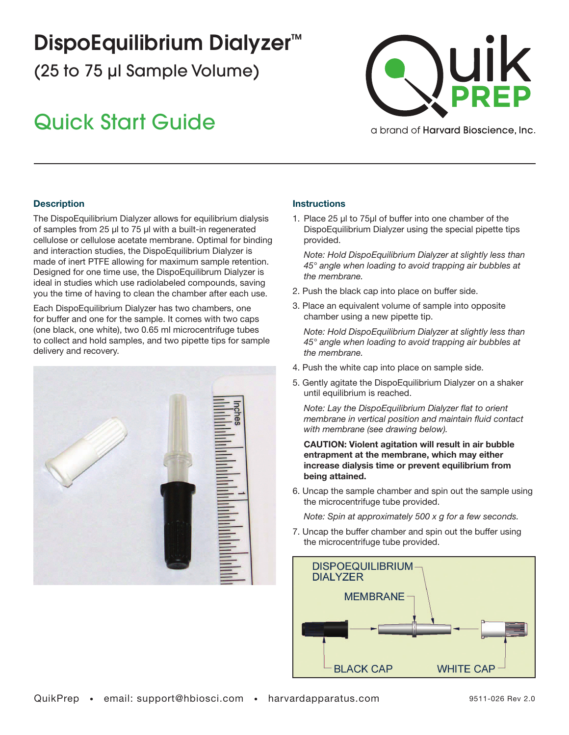# DispoEquilibrium Dialyzer™

(25 to 75 µl Sample Volume)

## Quick Start Guide

a brand of Harvard Bioscience, Inc.

### Description

The DispoEquilibrium Dialyzer allows for equilibrium dialysis of samples from 25 µl to 75 µl with a built-in regenerated cellulose or cellulose acetate membrane. Optimal for binding and interaction studies, the DispoEquilibrium Dialyzer is made of inert PTFE allowing for maximum sample retention. Designed for one time use, the DispoEquilibrum Dialyzer is ideal in studies which use radiolabeled compounds, saving you the time of having to clean the chamber after each use.

Each DispoEquilibrium Dialyzer has two chambers, one for buffer and one for the sample. It comes with two caps (one black, one white), two 0.65 ml microcentrifuge tubes to collect and hold samples, and two pipette tips for sample delivery and recovery.

### Instructions

1. Place 25 µl to 75µl of buffer into one chamber of the DispoEquilibrium Dialyzer using the special pipette tips provided.

   *Note: Hold DispoEquilibrium Dialyzer at slightly less than 45° angle when loading to avoid trapping air bubbles at the membrane.*

2. Push the black cap into place on buffer side.
3. Place an equivalent volume of sample into opposite chamber using a new pipette tip.

   *Note: Hold DispoEquilibrium Dialyzer at slightly less than 45° angle when loading to avoid trapping air bubbles at the membrane.*

4. Push the white cap into place on sample side.
5. Gently agitate the DispoEquilibrium Dialyzer on a shaker until equilibrium is reached.

   *Note: Lay the DispoEquilibrium Dialyzer flat to orient membrane in vertical position and maintain fluid contact with membrane (see drawing below).*

   **CAUTION: Violent agitation will result in air bubble entrapment at the membrane, which may either increase dialysis time or prevent equilibrium from being attained.**

6. Uncap the sample chamber and spin out the sample using the microcentrifuge tube provided.

   *Note: Spin at approximately 500 x g for a few seconds.*

7. Uncap the buffer chamber and spin out the buffer using the microcentrifuge tube provided.

DISPOEQUILIBRIUM DIALYZER

MEMBRANE

BLACK CAP

WHITE CAP

QuikPrep • email: support@hbiosci.com • harvardapparatus.com

9511-026 Rev 2.0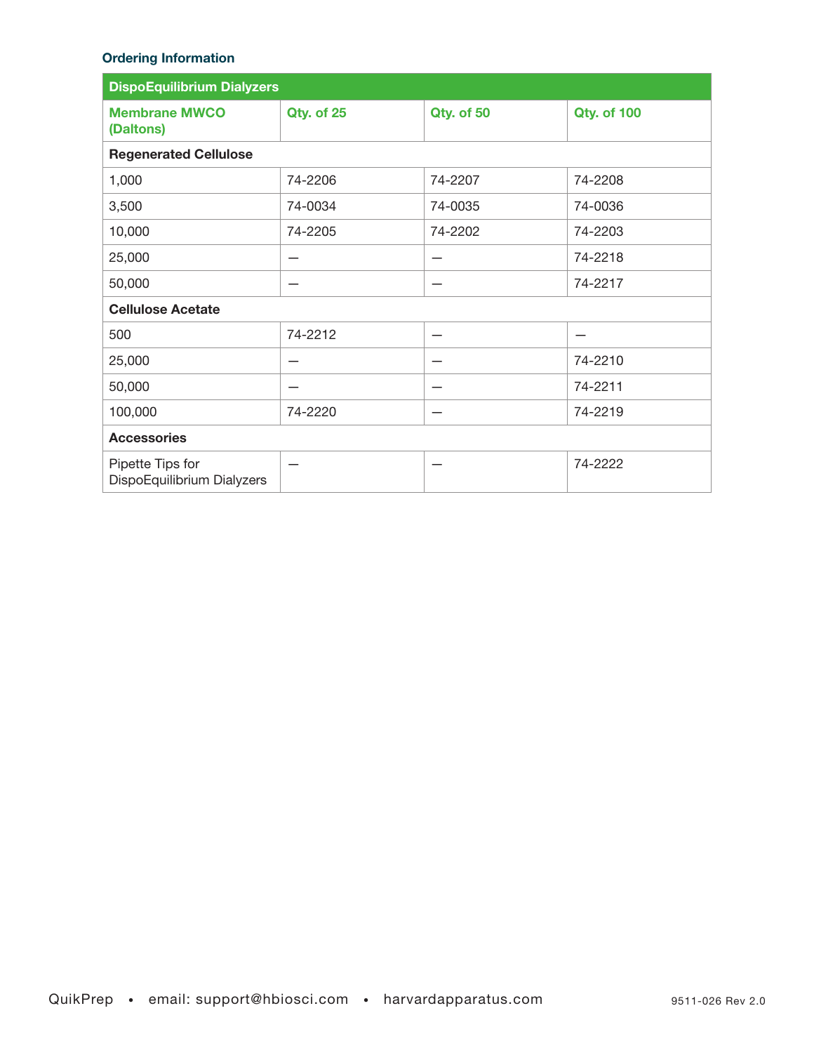### Ordering Information

| DispoEquilibrium Dialyzers | | | |
|---|---|---|---|
| **Membrane MWCO (Daltons)** | **Qty. of 25** | **Qty. of 50** | **Qty. of 100** |
| **Regenerated Cellulose** | | | |
| 1,000 | 74-2206 | 74-2207 | 74-2208 |
| 3,500 | 74-0034 | 74-0035 | 74-0036 |
| 10,000 | 74-2205 | 74-2202 | 74-2203 |
| 25,000 | — | — | 74-2218 |
| 50,000 | — | — | 74-2217 |
| **Cellulose Acetate** | | | |
| 500 | 74-2212 | — | — |
| 25,000 | — | — | 74-2210 |
| 50,000 | — | — | 74-2211 |
| 100,000 | 74-2220 | — | 74-2219 |
| **Accessories** | | | |
| Pipette Tips for DispoEquilibrium Dialyzers | — | — | 74-2222 |